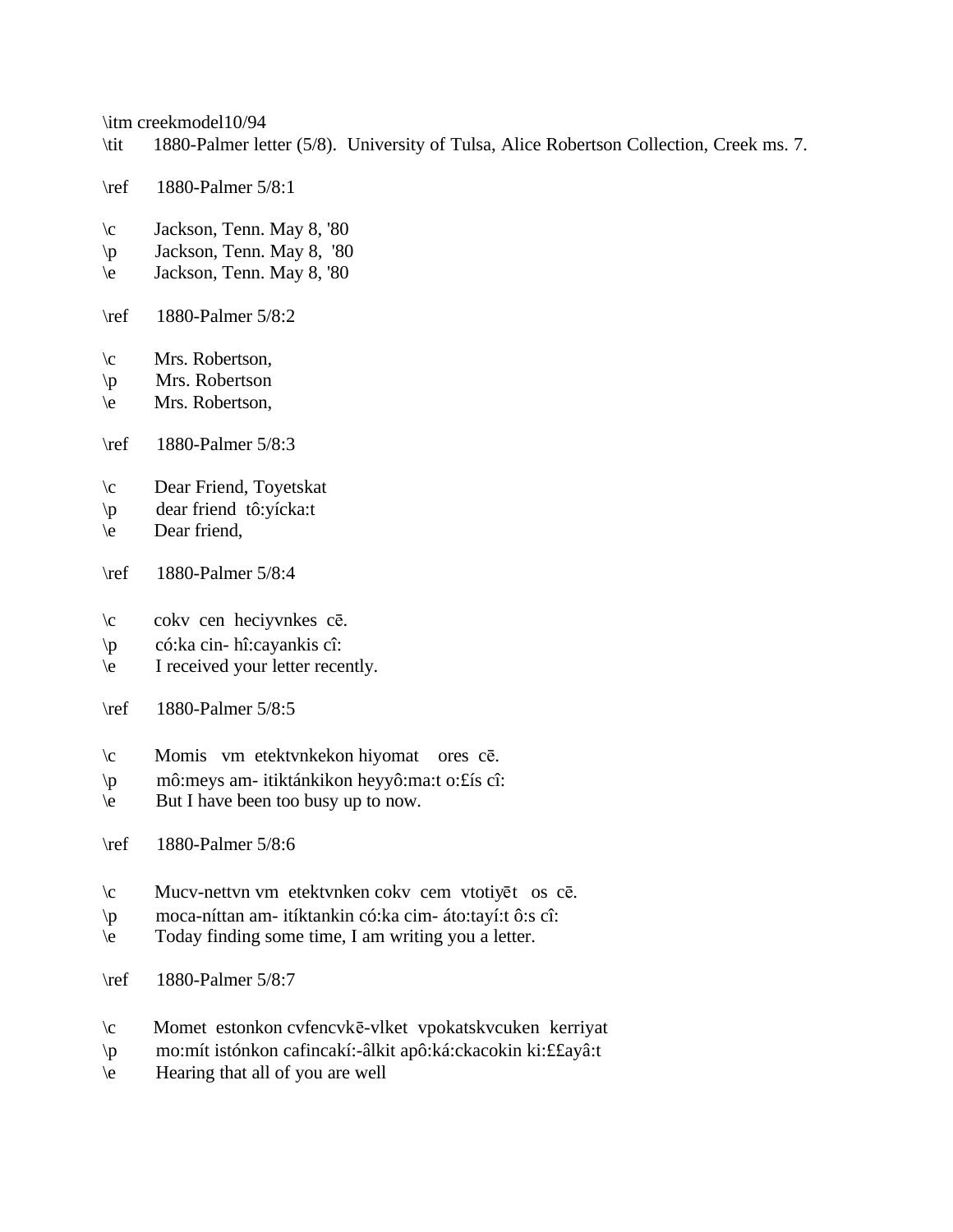\itm creekmodel10/94
\tit 1880-Palmer letter (5/8). University of Tulsa, Alice Robertson Collection, Creek ms. 7.

\ref 1880-Palmer 5/8:1

\c Jackson, Tenn. May 8, '80
\p Jackson, Tenn. May 8, '80
\e Jackson, Tenn. May 8, '80

\ref 1880-Palmer 5/8:2

\c Mrs. Robertson,
\p Mrs. Robertson
\e Mrs. Robertson,

\ref 1880-Palmer 5/8:3

\c Dear Friend, Toyetskat
\p dear friend tô:yícka:t
\e Dear friend,

\ref 1880-Palmer 5/8:4

\c cokv cen heciyvnkes cē.
\p có:ka cin- hî:cayankis cî:
\e I received your letter recently.

\ref 1880-Palmer 5/8:5

\c Momis vm etektvnkekon hiyomat ores cē.
\p mô:meys am- itiktánkikon heyyô:ma:t o:££ís cî:
\e But I have been too busy up to now.

\ref 1880-Palmer 5/8:6

\c Mucv-nettvn vm etektvnken cokv cem vtotiyēt os cē.
\p moca-níttan am- itíktankin có:ka cim- áto:tayí:t ô:s cî:
\e Today finding some time, I am writing you a letter.

\ref 1880-Palmer 5/8:7

\c Momet estonkon cvfencvkē-vlket vpokatskvcuken kerriyat
\p mo:mít istónkon cafincakí:-âlkit apô:ká:ckacokin ki:££ayâ:t
\e Hearing that all of you are well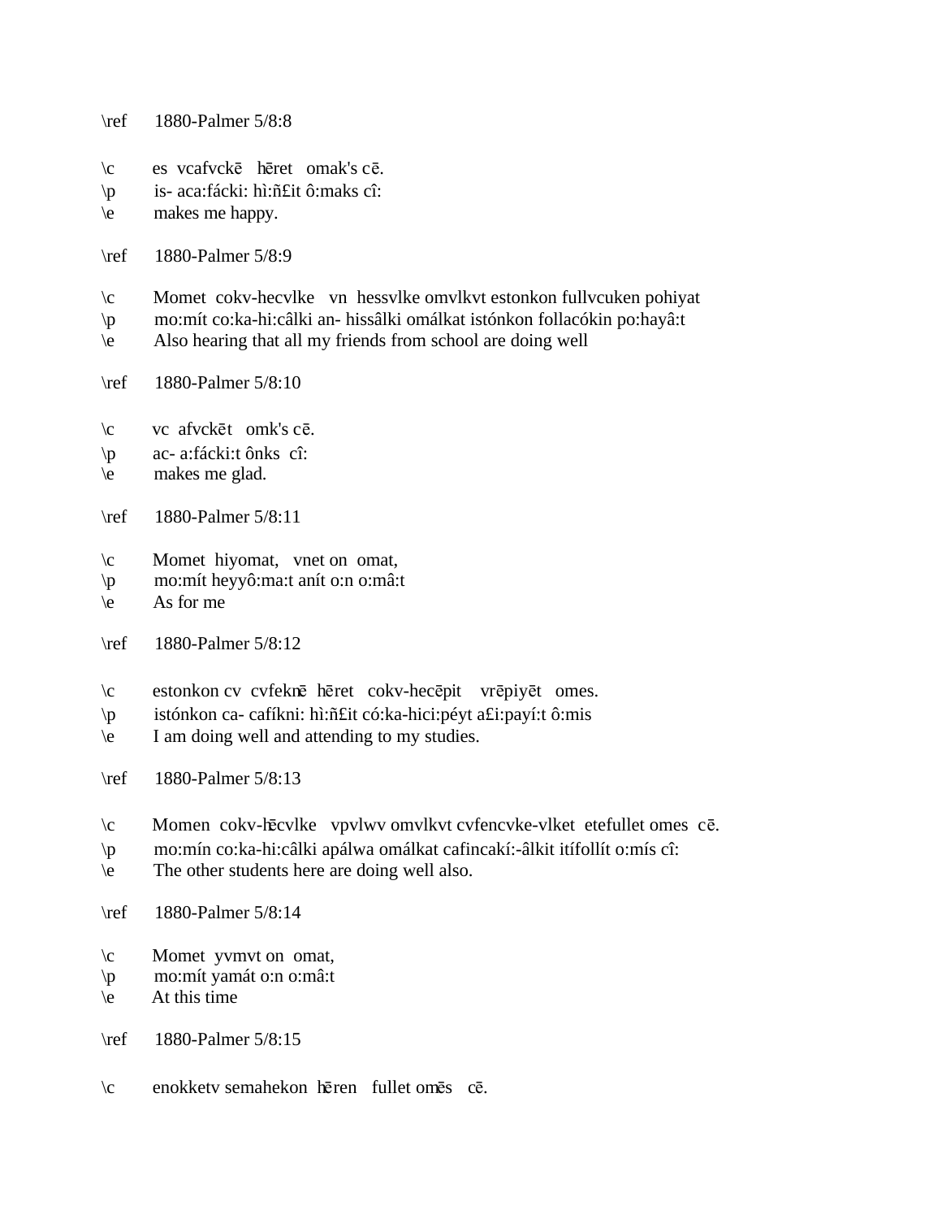\ref 1880-Palmer 5/8:8

\c es vcafvckē hēret omak's cē.
\p is- aca:fácki: hì:ñ£it ô:maks cî:
\e makes me happy.

\ref 1880-Palmer 5/8:9

\c Momet cokv-hecvlke vn hessvlke omvlkvt estonkon fullvcuken pohiyat
\p mo:mít co:ka-hi:câlki an- hissâlki omálkat istónkon follacókin po:hayâ:t
\e Also hearing that all my friends from school are doing well

\ref 1880-Palmer 5/8:10

\c vc afvckēt omk's cē.
\p ac- a:fácki:t ônks cî:
\e makes me glad.

\ref 1880-Palmer 5/8:11

\c Momet hiyomat, vnet on omat,
\p mo:mít heyyô:ma:t anít o:n o:mâ:t
\e As for me

\ref 1880-Palmer 5/8:12

\c estonkon cv cvfeknē hēret cokv-hecēpit vrēpiyēt omes.
\p istónkon ca- cafíkni: hì:ñ£it có:ka-hici:péyt a£i:payí:t ô:mis
\e I am doing well and attending to my studies.

\ref 1880-Palmer 5/8:13

\c Momen cokv-hēcvlke vpvlwv omvlkvt cvfencvke-vlket etefullet omes cē.
\p mo:mín co:ka-hi:câlki apálwa omálkat cafincakí:-âlkit itífollít o:mís cî:
\e The other students here are doing well also.

\ref 1880-Palmer 5/8:14

\c Momet yvmvt on omat,
\p mo:mít yamát o:n o:mâ:t
\e At this time

\ref 1880-Palmer 5/8:15

\c enokketv semahekon hēren fullet omēs cē.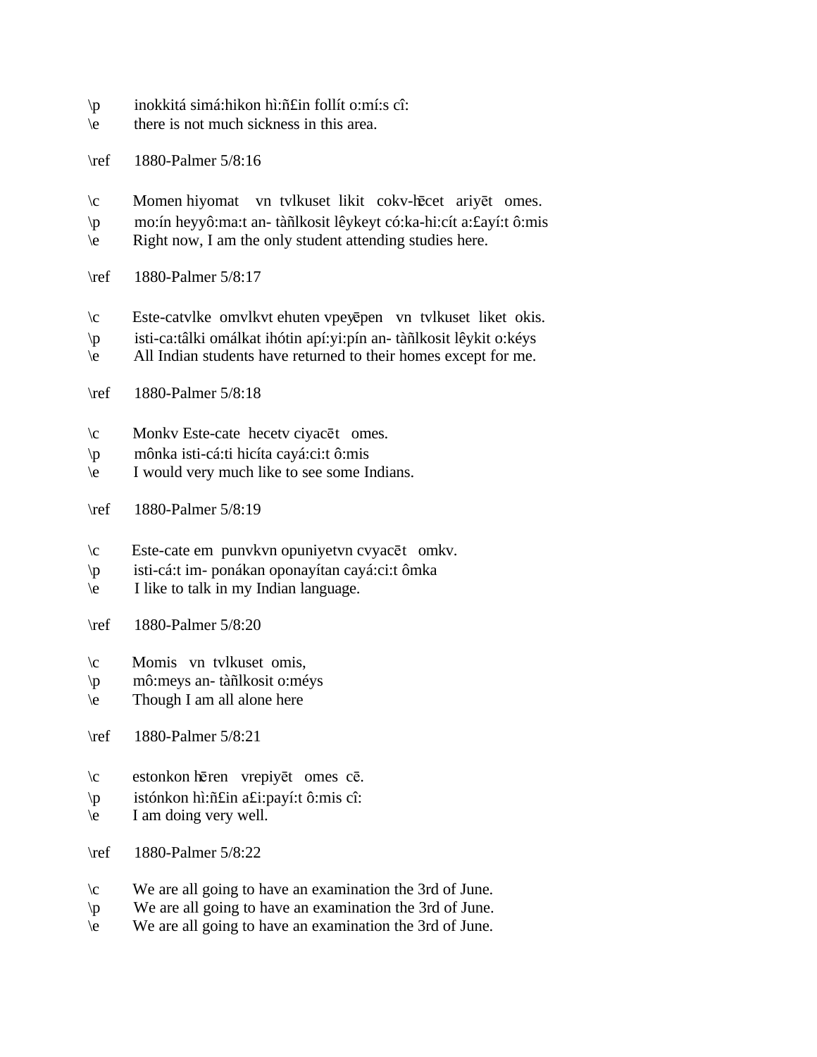\p inokkitá simá:hikon hì:ñ£in follít o:mí:s cî:
\e there is not much sickness in this area.

\ref 1880-Palmer 5/8:16

\c Momen hiyomat vn tvlkuset likit cokv-hēcet ariyēt omes.
\p mo:ín heyyô:ma:t an- tàñlkosit lêykeyt có:ka-hi:cít a:£ayí:t ô:mis
\e Right now, I am the only student attending studies here.

\ref 1880-Palmer 5/8:17

\c Este-catvlke omvlkvt ehuten vpeyēpen vn tvlkuset liket okis.
\p isti-ca:tâlki omálkat ihótin apí:yi:pín an- tàñlkosit lêykit o:kéys
\e All Indian students have returned to their homes except for me.

\ref 1880-Palmer 5/8:18

\c Monkv Este-cate hecetv ciyacēt omes.
\p mônka isti-cá:ti hicíta cayá:ci:t ô:mis
\e I would very much like to see some Indians.

\ref 1880-Palmer 5/8:19

\c Este-cate em punvkvn opuniyetvn cvyacēt omkv.
\p isti-cá:t im- ponákan oponayítan cayá:ci:t ômka
\e I like to talk in my Indian language.

\ref 1880-Palmer 5/8:20

\c Momis vn tvlkuset omis,
\p mô:meys an- tàñlkosit o:méys
\e Though I am all alone here

\ref 1880-Palmer 5/8:21

\c estonkon hēren vrepiyēt omes cē.
\p istónkon hì:ñ£in a£i:payí:t ô:mis cî:
\e I am doing very well.

\ref 1880-Palmer 5/8:22

\c We are all going to have an examination the 3rd of June.
\p We are all going to have an examination the 3rd of June.
\e We are all going to have an examination the 3rd of June.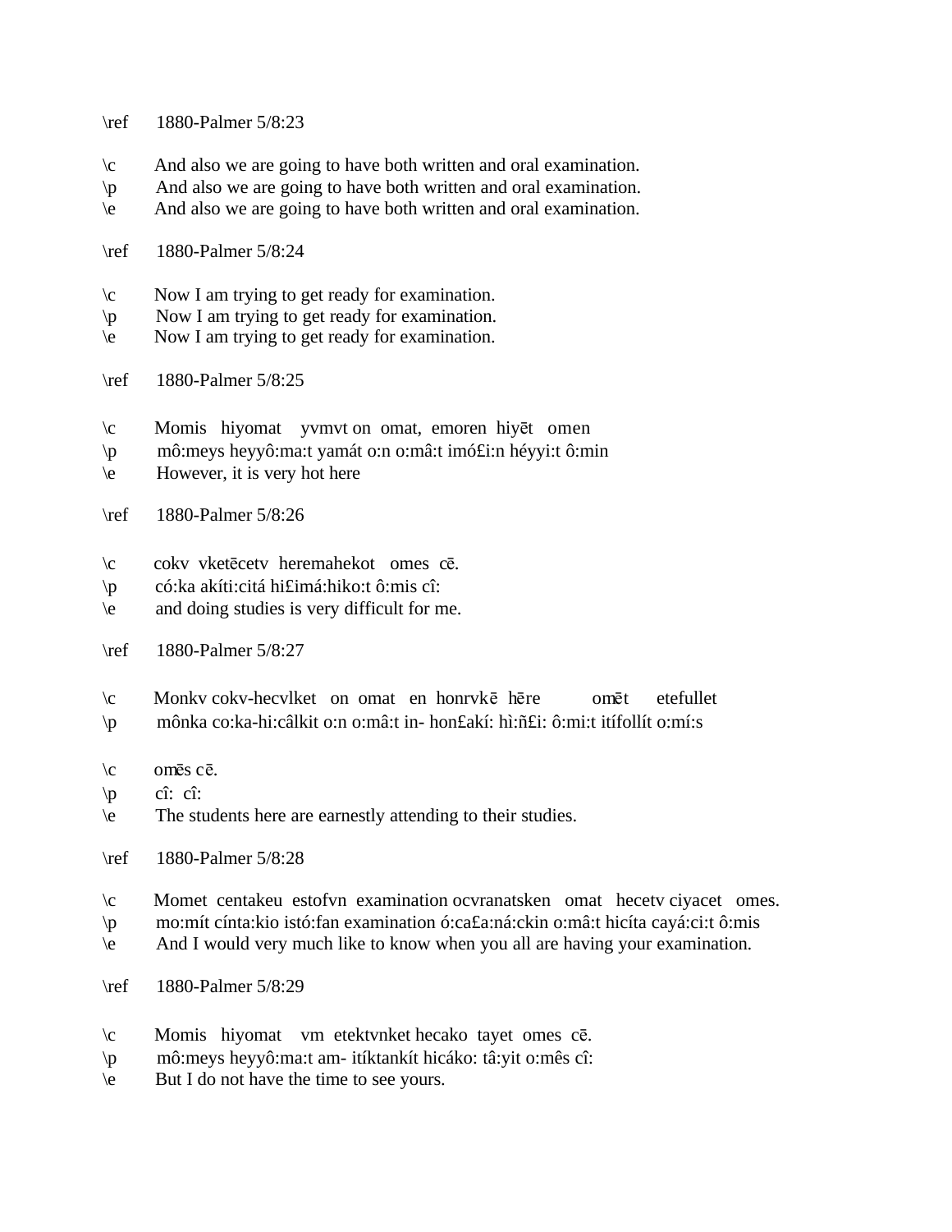\ref 1880-Palmer 5/8:23

\c And also we are going to have both written and oral examination.
\p And also we are going to have both written and oral examination.
\e And also we are going to have both written and oral examination.

\ref 1880-Palmer 5/8:24

\c Now I am trying to get ready for examination.
\p Now I am trying to get ready for examination.
\e Now I am trying to get ready for examination.

\ref 1880-Palmer 5/8:25

\c Momis hiyomat yvmvt on omat, emoren hiyēt omen
\p mô:meys heyyô:ma:t yamát o:n o:mâ:t imó£i:n héyyi:t ô:min
\e However, it is very hot here

\ref 1880-Palmer 5/8:26

\c cokv vketēcetv heremahekot omes cē.
\p có:ka akíti:citá hi£imá:hiko:t ô:mis cî:
\e and doing studies is very difficult for me.

\ref 1880-Palmer 5/8:27

\c Monkv cokv-hecvlket on omat en honrvkē hēre omēt etefullet
\p mônka co:ka-hi:câlkit o:n o:mâ:t in- hon£akí: hì:ñ£i: ô:mi:t itífollít o:mí:s

\c omēs cē.
\p cî: cî:
\e The students here are earnestly attending to their studies.

\ref 1880-Palmer 5/8:28

\c Momet centakeu estofvn examination ocvranatsken omat hecetv ciyacet omes.
\p mo:mít cínta:kio istó:fan examination ó:ca£a:ná:ckin o:mâ:t hicíta cayá:ci:t ô:mis
\e And I would very much like to know when you all are having your examination.

\ref 1880-Palmer 5/8:29

\c Momis hiyomat vm etektvnket hecako tayet omes cē.
\p mô:meys heyyô:ma:t am- itíktankít hicáko: tâ:yit o:mês cî:
\e But I do not have the time to see yours.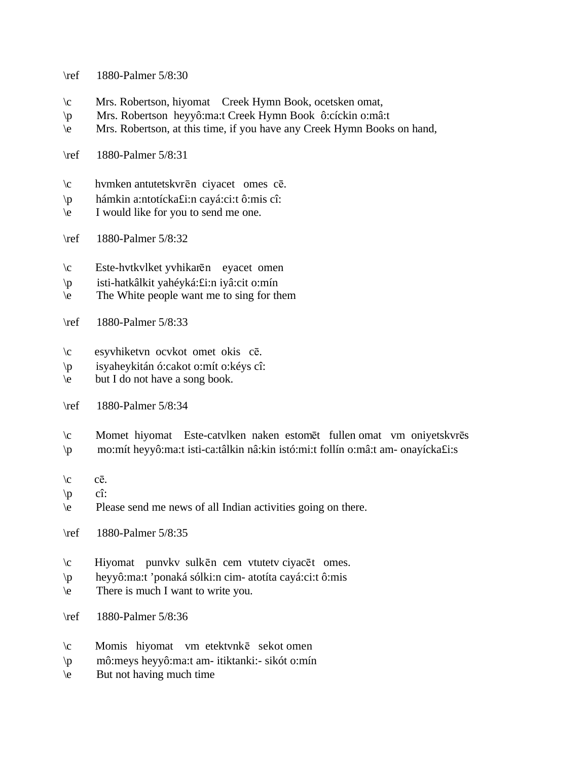\ref 1880-Palmer 5/8:30

\c Mrs. Robertson, hiyomat Creek Hymn Book, ocetsken omat,
\p Mrs. Robertson heyyô:ma:t Creek Hymn Book ô:cíckin o:mâ:t
\e Mrs. Robertson, at this time, if you have any Creek Hymn Books on hand,

\ref 1880-Palmer 5/8:31

\c hvmken antutetskvrēn ciyacet omes cē.
\p hámkin a:ntotícka£i:n cayá:ci:t ô:mis cî:
\e I would like for you to send me one.

\ref 1880-Palmer 5/8:32

\c Este-hvtkvlket yvhikarēn eyacet omen
\p isti-hatkâlkit yahéyká:£i:n iyâ:cit o:mín
\e The White people want me to sing for them

\ref 1880-Palmer 5/8:33

\c esyvhiketvn ocvkot omet okis cē.
\p isyaheykitán ó:cakot o:mít o:kéys cî:
\e but I do not have a song book.

\ref 1880-Palmer 5/8:34

\c Momet hiyomat Este-catvlken naken estomēt fullen omat vm oniyetskvrēs
\p mo:mít heyyô:ma:t isti-ca:tâlkin nâ:kin istó:mi:t follín o:mâ:t am- onayícka£i:s

\c cē.
\p cî:
\e Please send me news of all Indian activities going on there.

\ref 1880-Palmer 5/8:35

\c Hiyomat punvkv sulkēn cem vtutetv ciyacēt omes.
\p heyyô:ma:t ’ponaká sólki:n cim- atotíta cayá:ci:t ô:mis
\e There is much I want to write you.

\ref 1880-Palmer 5/8:36

\c Momis hiyomat vm etektvnkē sekot omen
\p mô:meys heyyô:ma:t am- itiktanki:- sikót o:mín
\e But not having much time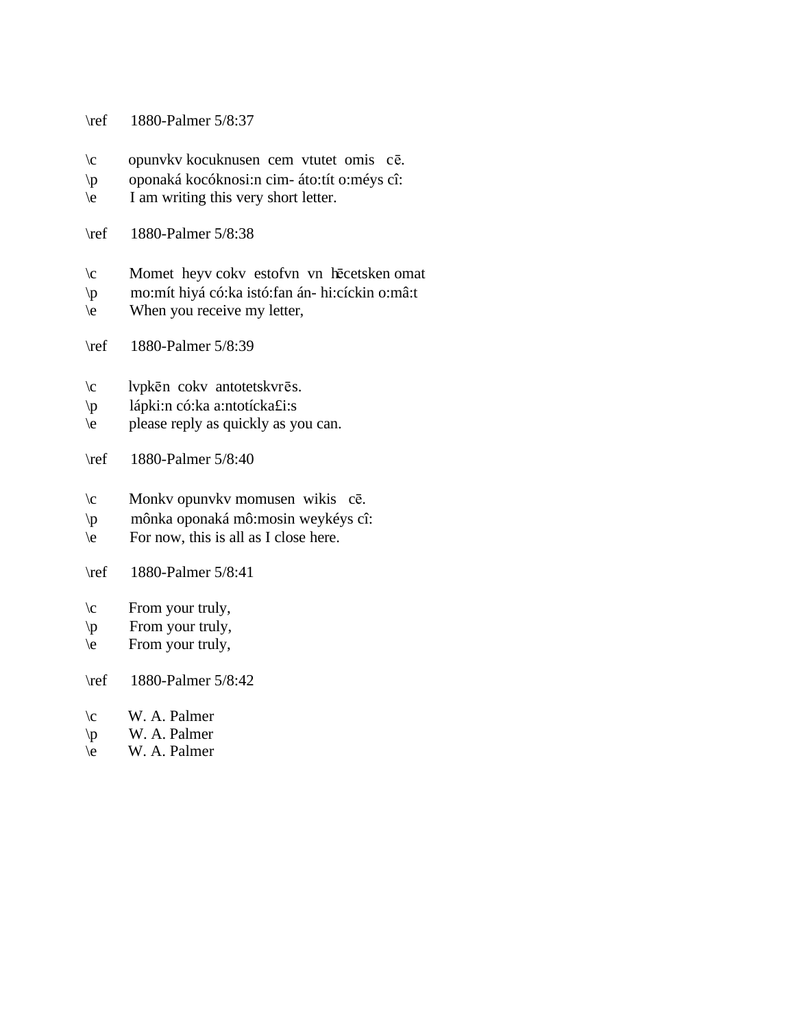\ref 1880-Palmer 5/8:37

\c opunvkv kocuknusen cem vtutet omis cē.
\p oponaká kocóknosi:n cim- áto:tít o:méys cî:
\e I am writing this very short letter.

\ref 1880-Palmer 5/8:38

\c Momet heyv cokv estofvn vn hēcetsken omat
\p mo:mít hiyá có:ka istó:fan án- hi:cíckin o:mâ:t
\e When you receive my letter,

\ref 1880-Palmer 5/8:39

\c lvpkēn cokv antotetskvrēs.
\p lápki:n có:ka a:ntotícka£i:s
\e please reply as quickly as you can.

\ref 1880-Palmer 5/8:40

\c Monkv opunvkv momusen wikis cē.
\p mônka oponaká mô:mosin weykéys cî:
\e For now, this is all as I close here.

\ref 1880-Palmer 5/8:41

\c From your truly,
\p From your truly,
\e From your truly,

\ref 1880-Palmer 5/8:42

\c W. A. Palmer
\p W. A. Palmer
\e W. A. Palmer